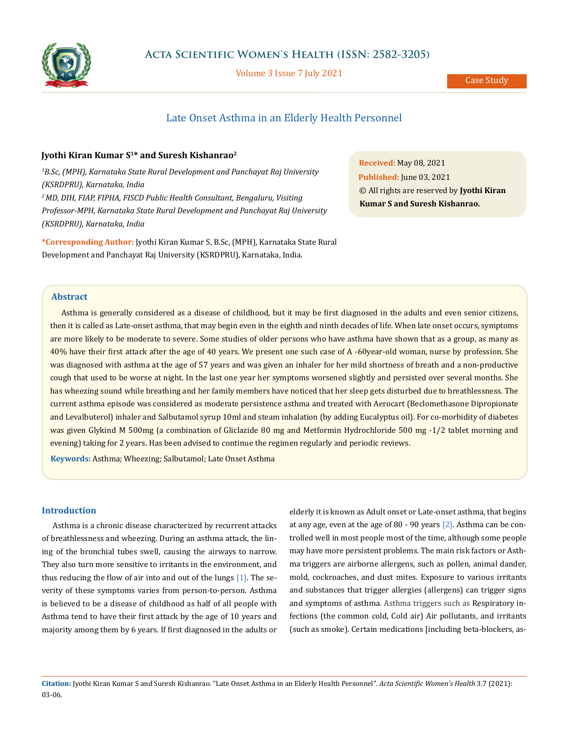# Late Onset Asthma in an Elderly Health Personnel

**Jyothi Kiran Kumar S[1]* and Suresh Kishanrao[2]**

*[1]B.Sc, (MPH), Karnataka State Rural Development and Panchayat Raj University (KSRDPRU), Karnataka, India*

*[2] MD, DIH, FIAP, FIPHA, FISCD Public Health Consultant, Bengaluru, Visiting Professor-MPH, Karnataka State Rural Development and Panchayat Raj University (KSRDPRU), Karnataka, India*

**\*Corresponding Author:** Jyothi Kiran Kumar S, B.Sc, (MPH), Karnataka State Rural Development and Panchayat Raj University (KSRDPRU), Karnataka, India.

**Received:** May 08, 2021
**Published:** June 03, 2021
© All rights are reserved by **Jyothi Kiran Kumar S and Suresh Kishanrao.**

## Abstract

Asthma is generally considered as a disease of childhood, but it may be first diagnosed in the adults and even senior citizens, then it is called as Late-onset asthma, that may begin even in the eighth and ninth decades of life. When late onset occurs, symptoms are more likely to be moderate to severe. Some studies of older persons who have asthma have shown that as a group, as many as 40% have their first attack after the age of 40 years. We present one such case of A -60year-old woman, nurse by profession. She was diagnosed with asthma at the age of 57 years and was given an inhaler for her mild shortness of breath and a non-productive cough that used to be worse at night. In the last one year her symptoms worsened slightly and persisted over several months. She has wheezing sound while breathing and her family members have noticed that her sleep gets disturbed due to breathlessness. The current asthma episode was considered as moderate persistence asthma and treated with Aerocart (Beclomethasone Dipropionate and Levalbuterol) inhaler and Salbutamol syrup 10ml and steam inhalation (by adding Eucalyptus oil). For co-morbidity of diabetes was given Glykind M 500mg (a combination of Gliclazide 80 mg and Metformin Hydrochloride 500 mg -1/2 tablet morning and evening) taking for 2 years. Has been advised to continue the regimen regularly and periodic reviews.

**Keywords:** Asthma; Wheezing; Salbutamol; Late Onset Asthma

## Introduction

Asthma is a chronic disease characterized by recurrent attacks of breathlessness and wheezing. During an asthma attack, the lining of the bronchial tubes swell, causing the airways to narrow. They also turn more sensitive to irritants in the environment, and thus reducing the flow of air into and out of the lungs [1]. The severity of these symptoms varies from person-to-person. Asthma is believed to be a disease of childhood as half of all people with Asthma tend to have their first attack by the age of 10 years and majority among them by 6 years. If first diagnosed in the adults or elderly it is known as Adult onset or Late-onset asthma, that begins at any age, even at the age of 80 - 90 years [2]. Asthma can be controlled well in most people most of the time, although some people may have more persistent problems. The main risk factors or Asthma triggers are airborne allergens, such as pollen, animal dander, mold, cockroaches, and dust mites. Exposure to various irritants and substances that trigger allergies (allergens) can trigger signs and symptoms of asthma. Asthma triggers such as Respiratory infections (the common cold, Cold air) Air pollutants, and irritants (such as smoke). Certain medications [including beta-blockers, as-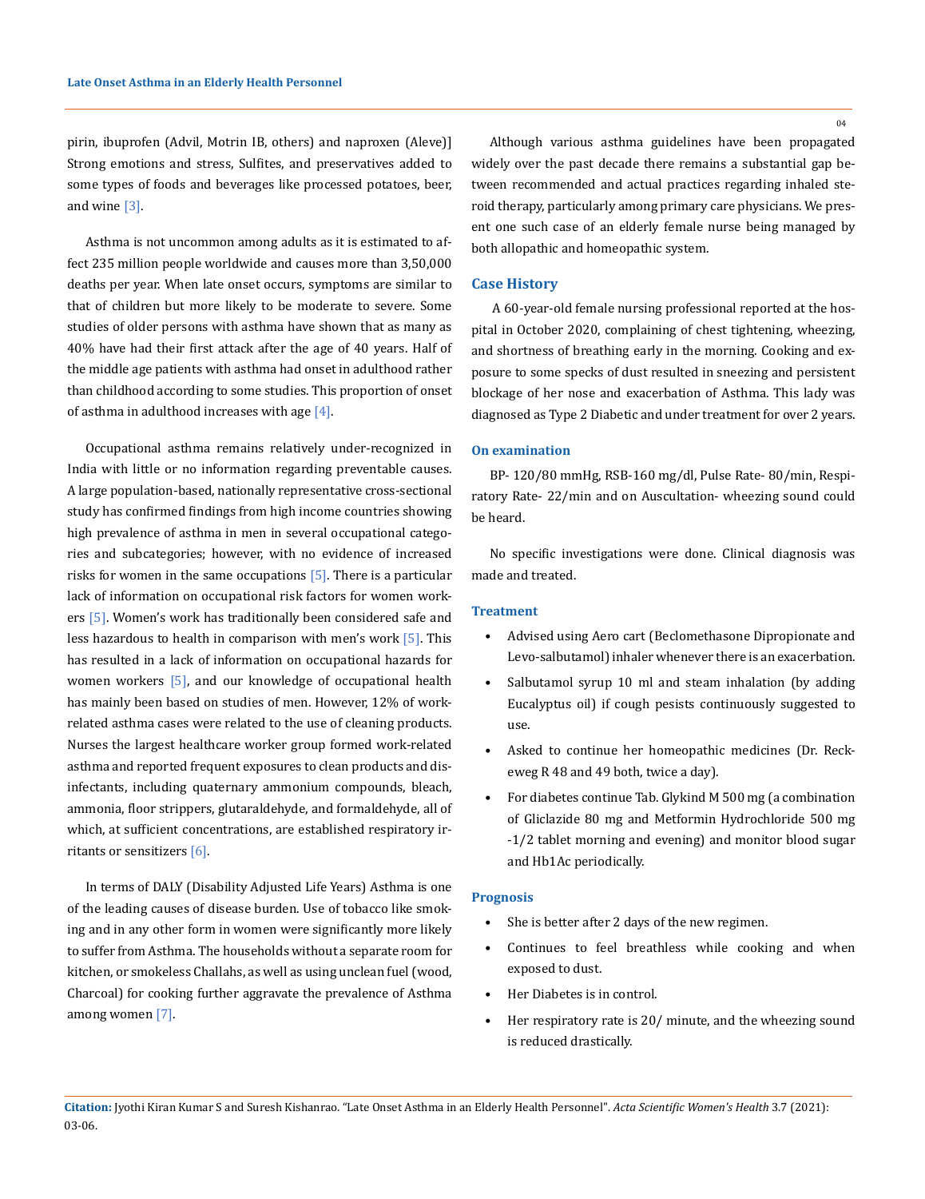pirin, ibuprofen (Advil, Motrin IB, others) and naproxen (Aleve)] Strong emotions and stress, Sulfites, and preservatives added to some types of foods and beverages like processed potatoes, beer, and wine [3].

Asthma is not uncommon among adults as it is estimated to affect 235 million people worldwide and causes more than 3,50,000 deaths per year. When late onset occurs, symptoms are similar to that of children but more likely to be moderate to severe. Some studies of older persons with asthma have shown that as many as 40% have had their first attack after the age of 40 years. Half of the middle age patients with asthma had onset in adulthood rather than childhood according to some studies. This proportion of onset of asthma in adulthood increases with age [4].

Occupational asthma remains relatively under-recognized in India with little or no information regarding preventable causes. A large population-based, nationally representative cross-sectional study has confirmed findings from high income countries showing high prevalence of asthma in men in several occupational categories and subcategories; however, with no evidence of increased risks for women in the same occupations [5]. There is a particular lack of information on occupational risk factors for women workers [5]. Women's work has traditionally been considered safe and less hazardous to health in comparison with men's work [5]. This has resulted in a lack of information on occupational hazards for women workers [5], and our knowledge of occupational health has mainly been based on studies of men. However, 12% of work-related asthma cases were related to the use of cleaning products. Nurses the largest healthcare worker group formed work-related asthma and reported frequent exposures to clean products and disinfectants, including quaternary ammonium compounds, bleach, ammonia, floor strippers, glutaraldehyde, and formaldehyde, all of which, at sufficient concentrations, are established respiratory irritants or sensitizers [6].

In terms of DALY (Disability Adjusted Life Years) Asthma is one of the leading causes of disease burden. Use of tobacco like smoking and in any other form in women were significantly more likely to suffer from Asthma. The households without a separate room for kitchen, or smokeless Challahs, as well as using unclean fuel (wood, Charcoal) for cooking further aggravate the prevalence of Asthma among women [7].

Although various asthma guidelines have been propagated widely over the past decade there remains a substantial gap between recommended and actual practices regarding inhaled steroid therapy, particularly among primary care physicians. We present one such case of an elderly female nurse being managed by both allopathic and homeopathic system.

## Case History

A 60-year-old female nursing professional reported at the hospital in October 2020, complaining of chest tightening, wheezing, and shortness of breathing early in the morning. Cooking and exposure to some specks of dust resulted in sneezing and persistent blockage of her nose and exacerbation of Asthma. This lady was diagnosed as Type 2 Diabetic and under treatment for over 2 years.

### On examination

BP- 120/80 mmHg, RSB-160 mg/dl, Pulse Rate- 80/min, Respiratory Rate- 22/min and on Auscultation- wheezing sound could be heard.

No specific investigations were done. Clinical diagnosis was made and treated.

### Treatment

- Advised using Aero cart (Beclomethasone Dipropionate and Levo-salbutamol) inhaler whenever there is an exacerbation.
- Salbutamol syrup 10 ml and steam inhalation (by adding Eucalyptus oil) if cough pesists continuously suggested to use.
- Asked to continue her homeopathic medicines (Dr. Reckeweg R 48 and 49 both, twice a day).
- For diabetes continue Tab. Glykind M 500 mg (a combination of Gliclazide 80 mg and Metformin Hydrochloride 500 mg -1/2 tablet morning and evening) and monitor blood sugar and Hb1Ac periodically.

### Prognosis

- She is better after 2 days of the new regimen.
- Continues to feel breathless while cooking and when exposed to dust.
- Her Diabetes is in control.
- Her respiratory rate is 20/ minute, and the wheezing sound is reduced drastically.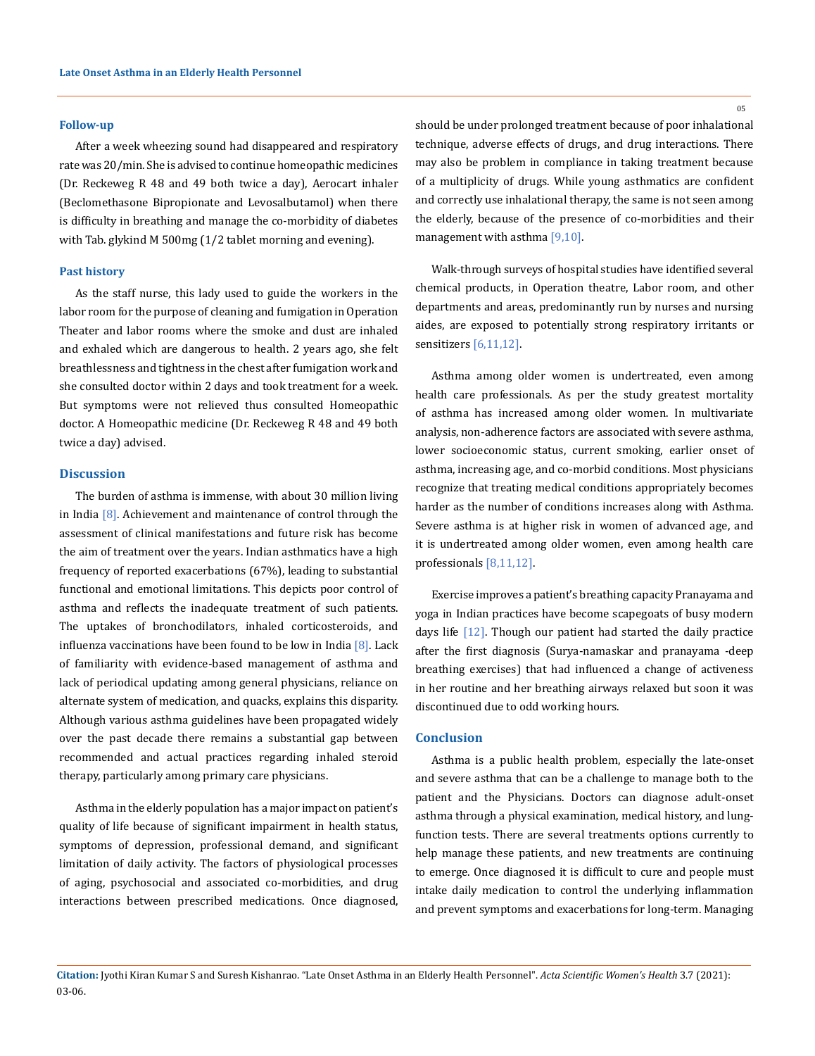### Follow-up

After a week wheezing sound had disappeared and respiratory rate was 20/min. She is advised to continue homeopathic medicines (Dr. Reckeweg R 48 and 49 both twice a day), Aerocart inhaler (Beclomethasone Bipropionate and Levosalbutamol) when there is difficulty in breathing and manage the co-morbidity of diabetes with Tab. glykind M 500mg (1/2 tablet morning and evening).

### Past history

As the staff nurse, this lady used to guide the workers in the labor room for the purpose of cleaning and fumigation in Operation Theater and labor rooms where the smoke and dust are inhaled and exhaled which are dangerous to health. 2 years ago, she felt breathlessness and tightness in the chest after fumigation work and she consulted doctor within 2 days and took treatment for a week. But symptoms were not relieved thus consulted Homeopathic doctor. A Homeopathic medicine (Dr. Reckeweg R 48 and 49 both twice a day) advised.

## Discussion

The burden of asthma is immense, with about 30 million living in India [8]. Achievement and maintenance of control through the assessment of clinical manifestations and future risk has become the aim of treatment over the years. Indian asthmatics have a high frequency of reported exacerbations (67%), leading to substantial functional and emotional limitations. This depicts poor control of asthma and reflects the inadequate treatment of such patients. The uptakes of bronchodilators, inhaled corticosteroids, and influenza vaccinations have been found to be low in India [8]. Lack of familiarity with evidence-based management of asthma and lack of periodical updating among general physicians, reliance on alternate system of medication, and quacks, explains this disparity. Although various asthma guidelines have been propagated widely over the past decade there remains a substantial gap between recommended and actual practices regarding inhaled steroid therapy, particularly among primary care physicians.

Asthma in the elderly population has a major impact on patient's quality of life because of significant impairment in health status, symptoms of depression, professional demand, and significant limitation of daily activity. The factors of physiological processes of aging, psychosocial and associated co-morbidities, and drug interactions between prescribed medications. Once diagnosed, should be under prolonged treatment because of poor inhalational technique, adverse effects of drugs, and drug interactions. There may also be problem in compliance in taking treatment because of a multiplicity of drugs. While young asthmatics are confident and correctly use inhalational therapy, the same is not seen among the elderly, because of the presence of co-morbidities and their management with asthma [9,10].

Walk-through surveys of hospital studies have identified several chemical products, in Operation theatre, Labor room, and other departments and areas, predominantly run by nurses and nursing aides, are exposed to potentially strong respiratory irritants or sensitizers [6,11,12].

Asthma among older women is undertreated, even among health care professionals. As per the study greatest mortality of asthma has increased among older women. In multivariate analysis, non-adherence factors are associated with severe asthma, lower socioeconomic status, current smoking, earlier onset of asthma, increasing age, and co-morbid conditions. Most physicians recognize that treating medical conditions appropriately becomes harder as the number of conditions increases along with Asthma. Severe asthma is at higher risk in women of advanced age, and it is undertreated among older women, even among health care professionals [8,11,12].

Exercise improves a patient's breathing capacity Pranayama and yoga in Indian practices have become scapegoats of busy modern days life [12]. Though our patient had started the daily practice after the first diagnosis (Surya-namaskar and pranayama -deep breathing exercises) that had influenced a change of activeness in her routine and her breathing airways relaxed but soon it was discontinued due to odd working hours.

## Conclusion

Asthma is a public health problem, especially the late-onset and severe asthma that can be a challenge to manage both to the patient and the Physicians. Doctors can diagnose adult-onset asthma through a physical examination, medical history, and lung-function tests. There are several treatments options currently to help manage these patients, and new treatments are continuing to emerge. Once diagnosed it is difficult to cure and people must intake daily medication to control the underlying inflammation and prevent symptoms and exacerbations for long-term. Managing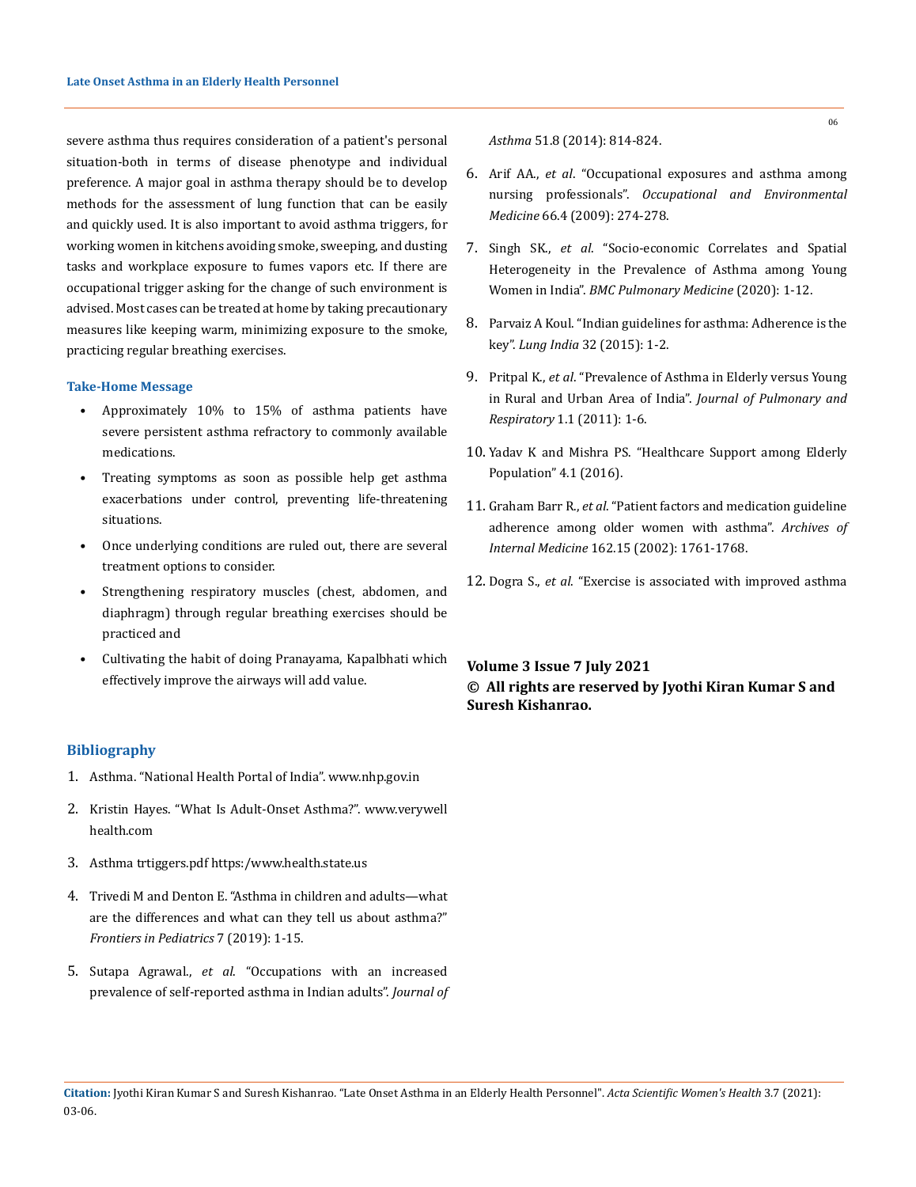severe asthma thus requires consideration of a patient's personal situation-both in terms of disease phenotype and individual preference. A major goal in asthma therapy should be to develop methods for the assessment of lung function that can be easily and quickly used. It is also important to avoid asthma triggers, for working women in kitchens avoiding smoke, sweeping, and dusting tasks and workplace exposure to fumes vapors etc. If there are occupational trigger asking for the change of such environment is advised. Most cases can be treated at home by taking precautionary measures like keeping warm, minimizing exposure to the smoke, practicing regular breathing exercises.

### Take-Home Message

- Approximately 10% to 15% of asthma patients have severe persistent asthma refractory to commonly available medications.
- Treating symptoms as soon as possible help get asthma exacerbations under control, preventing life-threatening situations.
- Once underlying conditions are ruled out, there are several treatment options to consider.
- Strengthening respiratory muscles (chest, abdomen, and diaphragm) through regular breathing exercises should be practiced and
- Cultivating the habit of doing Pranayama, Kapalbhati which effectively improve the airways will add value.

## Bibliography

1. Asthma. "National Health Portal of India". www.nhp.gov.in
2. Kristin Hayes. "What Is Adult-Onset Asthma?". www.verywell health.com
3. Asthma trtiggers.pdf https:/www.health.state.us
4. Trivedi M and Denton E. "Asthma in children and adults—what are the differences and what can they tell us about asthma?" *Frontiers in Pediatrics* 7 (2019): 1-15.
5. Sutapa Agrawal., *et al*. "Occupations with an increased prevalence of self-reported asthma in Indian adults". *Journal of Asthma* 51.8 (2014): 814-824.
6. Arif AA., *et al*. "Occupational exposures and asthma among nursing professionals". *Occupational and Environmental Medicine* 66.4 (2009): 274-278.
7. Singh SK., *et al*. "Socio-economic Correlates and Spatial Heterogeneity in the Prevalence of Asthma among Young Women in India". *BMC Pulmonary Medicine* (2020): 1-12.
8. Parvaiz A Koul. "Indian guidelines for asthma: Adherence is the key". *Lung India* 32 (2015): 1-2.
9. Pritpal K., *et al*. "Prevalence of Asthma in Elderly versus Young in Rural and Urban Area of India". *Journal of Pulmonary and Respiratory* 1.1 (2011): 1-6.
10. Yadav K and Mishra PS. "Healthcare Support among Elderly Population" 4.1 (2016).
11. Graham Barr R., *et al*. "Patient factors and medication guideline adherence among older women with asthma". *Archives of Internal Medicine* 162.15 (2002): 1761-1768.
12. Dogra S., *et al.* "Exercise is associated with improved asthma

**Volume 3 Issue 7 July 2021**
**© All rights are reserved by Jyothi Kiran Kumar S and Suresh Kishanrao.**